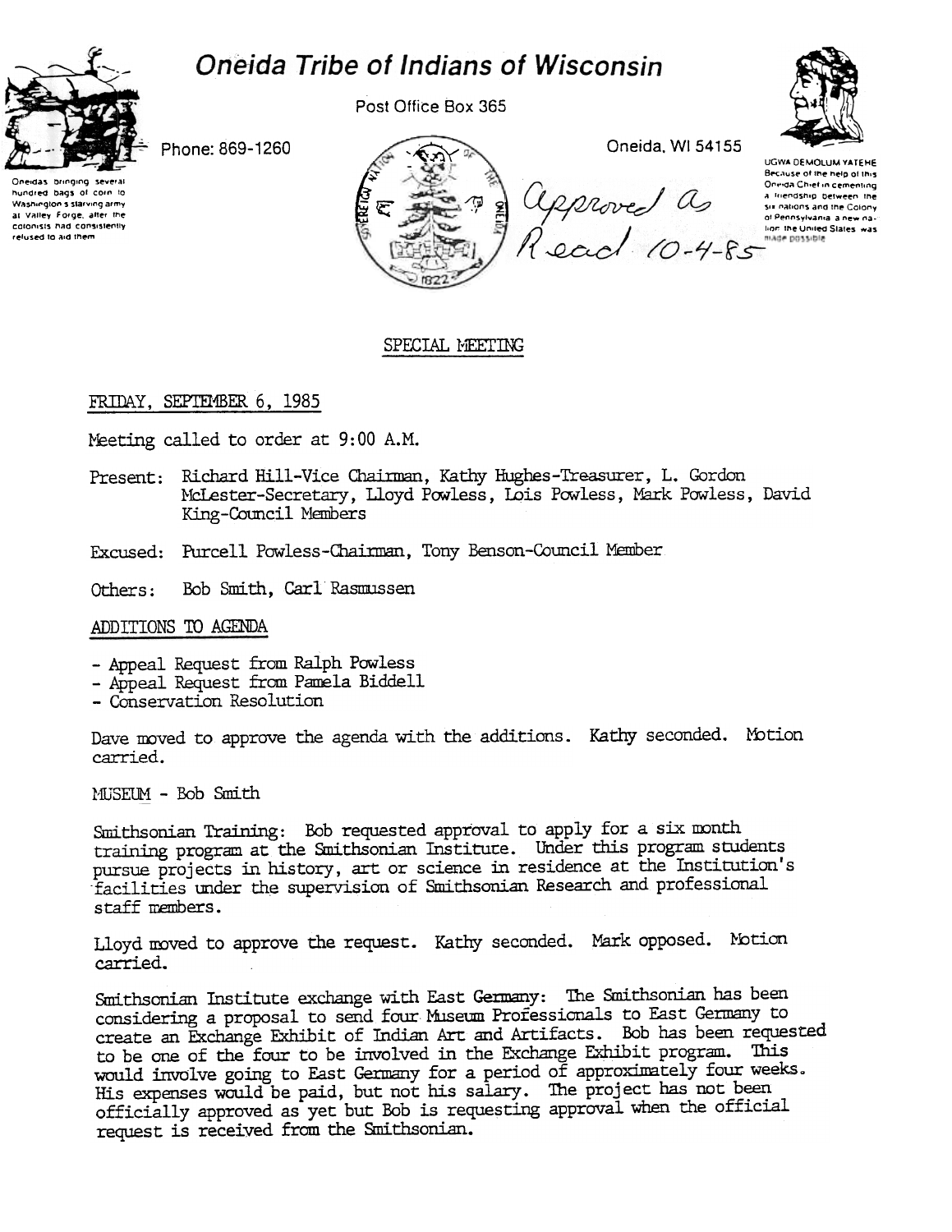# Oneida Tribe of Indians of Wisconsin

Post Office Box 365

Phone: 869-1260

Oneida, WI 54155

Oneidas bringing several hundred bags of corn to Washington's starving army at Valley Forge, after the colonists had consistently refused to aid them

UGWA DEMOLUM YATEHE
Because of the help of this Oneida Chief in cementing a friendship between the six nations and the Colony of Pennsylvania a new nation the United States was made possible

Approved as Read 10-4-85

## SPECIAL MEETING

FRIDAY, SEPTEMBER 6, 1985

Meeting called to order at 9:00 A.M.

Present: Richard Hill-Vice Chairman, Kathy Hughes-Treasurer, L. Gordon McLester-Secretary, Lloyd Powless, Lois Powless, Mark Powless, David King-Council Members

Excused: Purcell Powless-Chairman, Tony Benson-Council Member

Others: Bob Smith, Carl Rasmussen

ADDITIONS TO AGENDA

- Appeal Request from Ralph Powless
- Appeal Request from Pamela Biddell
- Conservation Resolution

Dave moved to approve the agenda with the additions. Kathy seconded. Motion carried.

MUSEUM - Bob Smith

Smithsonian Training: Bob requested approval to apply for a six month training program at the Smithsonian Institute. Under this program students pursue projects in history, art or science in residence at the Institution's facilities under the supervision of Smithsonian Research and professional staff members.

Lloyd moved to approve the request. Kathy seconded. Mark opposed. Motion carried.

Smithsonian Institute exchange with East Germany: The Smithsonian has been considering a proposal to send four Museum Professionals to East Germany to create an Exchange Exhibit of Indian Art and Artifacts. Bob has been requested to be one of the four to be involved in the Exchange Exhibit program. This would involve going to East Germany for a period of approximately four weeks. His expenses would be paid, but not his salary. The project has not been officially approved as yet but Bob is requesting approval when the official request is received from the Smithsonian.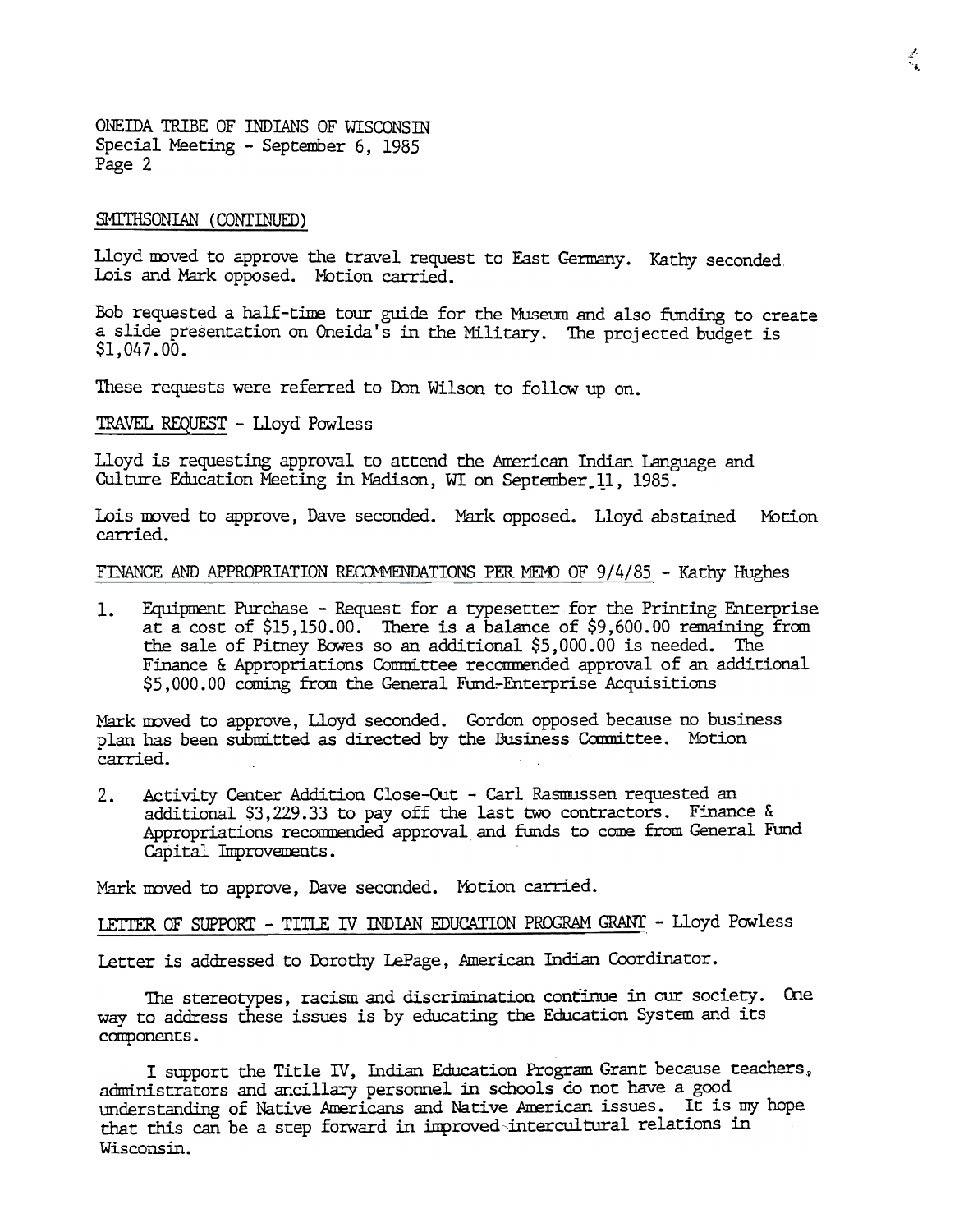ONEIDA TRIBE OF INDIANS OF WISCONSIN
Special Meeting - September 6, 1985
Page 2

SMITHSONIAN (CONTINUED)

Lloyd moved to approve the travel request to East Germany. Kathy seconded. Lois and Mark opposed. Motion carried.

Bob requested a half-time tour guide for the Museum and also funding to create a slide presentation on Oneida's in the Military. The projected budget is $1,047.00.

These requests were referred to Don Wilson to follow up on.

TRAVEL REQUEST - Lloyd Powless

Lloyd is requesting approval to attend the American Indian Language and Culture Education Meeting in Madison, WI on September 11, 1985.

Lois moved to approve, Dave seconded. Mark opposed. Lloyd abstained. Motion carried.

FINANCE AND APPROPRIATION RECOMMENDATIONS PER MEMO OF 9/4/85 - Kathy Hughes

1. Equipment Purchase - Request for a typesetter for the Printing Enterprise at a cost of $15,150.00. There is a balance of $9,600.00 remaining from the sale of Pitney Bowes so an additional $5,000.00 is needed. The Finance & Appropriations Committee recommended approval of an additional $5,000.00 coming from the General Fund-Enterprise Acquisitions

Mark moved to approve, Lloyd seconded. Gordon opposed because no business plan has been submitted as directed by the Business Committee. Motion carried.

2. Activity Center Addition Close-Out - Carl Rasmussen requested an additional $3,229.33 to pay off the last two contractors. Finance & Appropriations recommended approval and funds to come from General Fund Capital Improvements.

Mark moved to approve, Dave seconded. Motion carried.

LETTER OF SUPPORT - TITLE IV INDIAN EDUCATION PROGRAM GRANT - Lloyd Powless

Letter is addressed to Dorothy LePage, American Indian Coordinator.

The stereotypes, racism and discrimination continue in our society. One way to address these issues is by educating the Education System and its components.

I support the Title IV, Indian Education Program Grant because teachers, administrators and ancillary personnel in schools do not have a good understanding of Native Americans and Native American issues. It is my hope that this can be a step forward in improved intercultural relations in Wisconsin.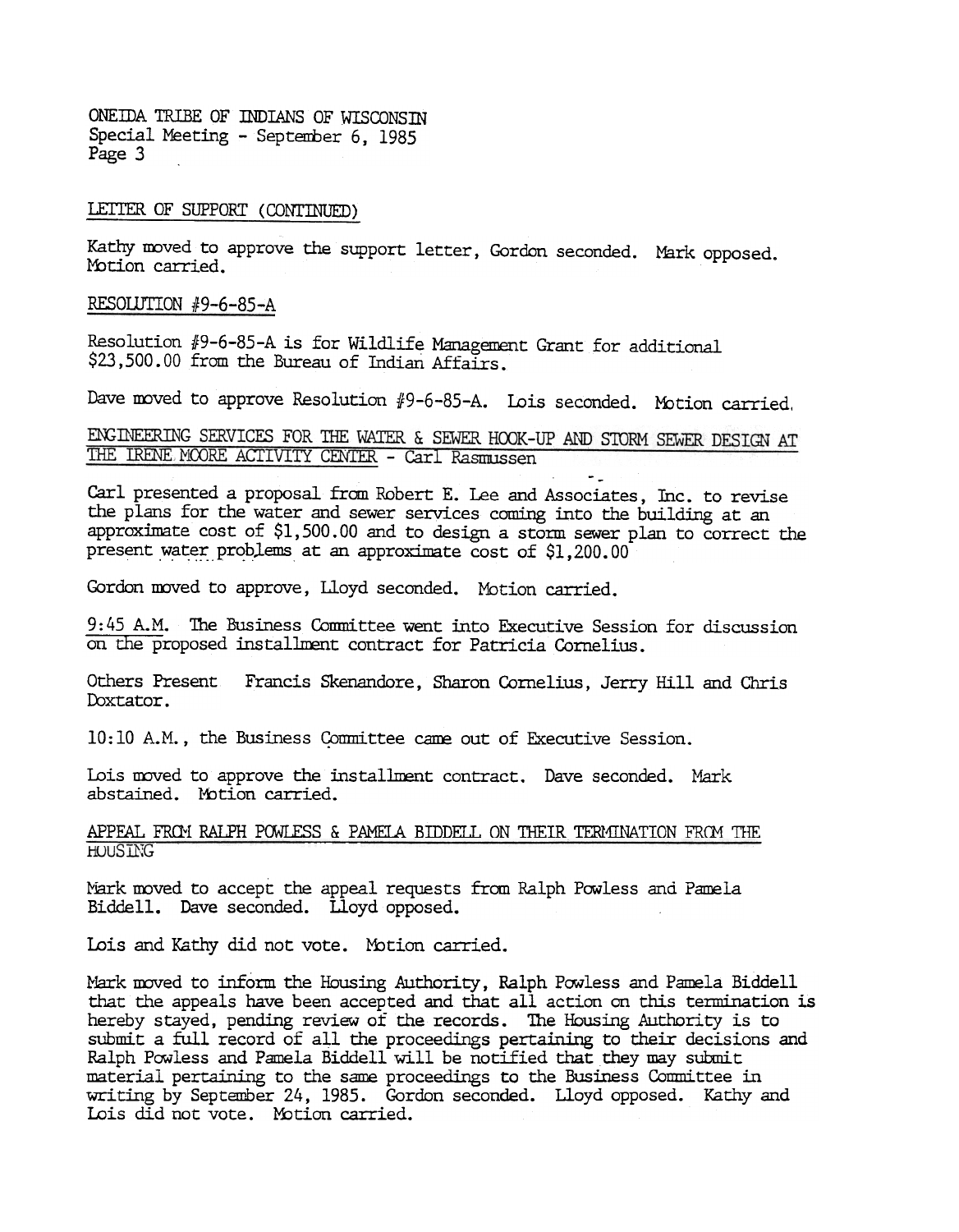ONEIDA TRIBE OF INDIANS OF WISCONSIN
Special Meeting - September 6, 1985

## LETTER OF SUPPORT (CONTINUED)

Kathy moved to approve the support letter, Gordon seconded. Mark opposed. Motion carried.

## RESOLUTION #9-6-85-A

Resolution #9-6-85-A is for Wildlife Management Grant for additional $23,500.00 from the Bureau of Indian Affairs.

Dave moved to approve Resolution #9-6-85-A. Lois seconded. Motion carried.

## ENGINEERING SERVICES FOR THE WATER & SEWER HOOK-UP AND STORM SEWER DESIGN AT THE IRENE MOORE ACTIVITY CENTER - Carl Rasmussen

Carl presented a proposal from Robert E. Lee and Associates, Inc. to revise the plans for the water and sewer services coming into the building at an approximate cost of $1,500.00 and to design a storm sewer plan to correct the present water problems at an approximate cost of $1,200.00

Gordon moved to approve, Lloyd seconded. Motion carried.

9:45 A.M. The Business Committee went into Executive Session for discussion on the proposed installment contract for Patricia Cornelius.

Others Present Francis Skenandore, Sharon Cornelius, Jerry Hill and Chris Doxtator.

10:10 A.M., the Business Committee came out of Executive Session.

Lois moved to approve the installment contract. Dave seconded. Mark abstained. Motion carried.

## APPEAL FROM RALPH POWLESS & PAMELA BIDDELL ON THEIR TERMINATION FROM THE HOUSING

Mark moved to accept the appeal requests from Ralph Powless and Pamela Biddell. Dave seconded. Lloyd opposed.

Lois and Kathy did not vote. Motion carried.

Mark moved to inform the Housing Authority, Ralph Powless and Pamela Biddell that the appeals have been accepted and that all action on this termination is hereby stayed, pending review of the records. The Housing Authority is to submit a full record of all the proceedings pertaining to their decisions and Ralph Powless and Pamela Biddell will be notified that they may submit material pertaining to the same proceedings to the Business Committee in writing by September 24, 1985. Gordon seconded. Lloyd opposed. Kathy and Lois did not vote. Motion carried.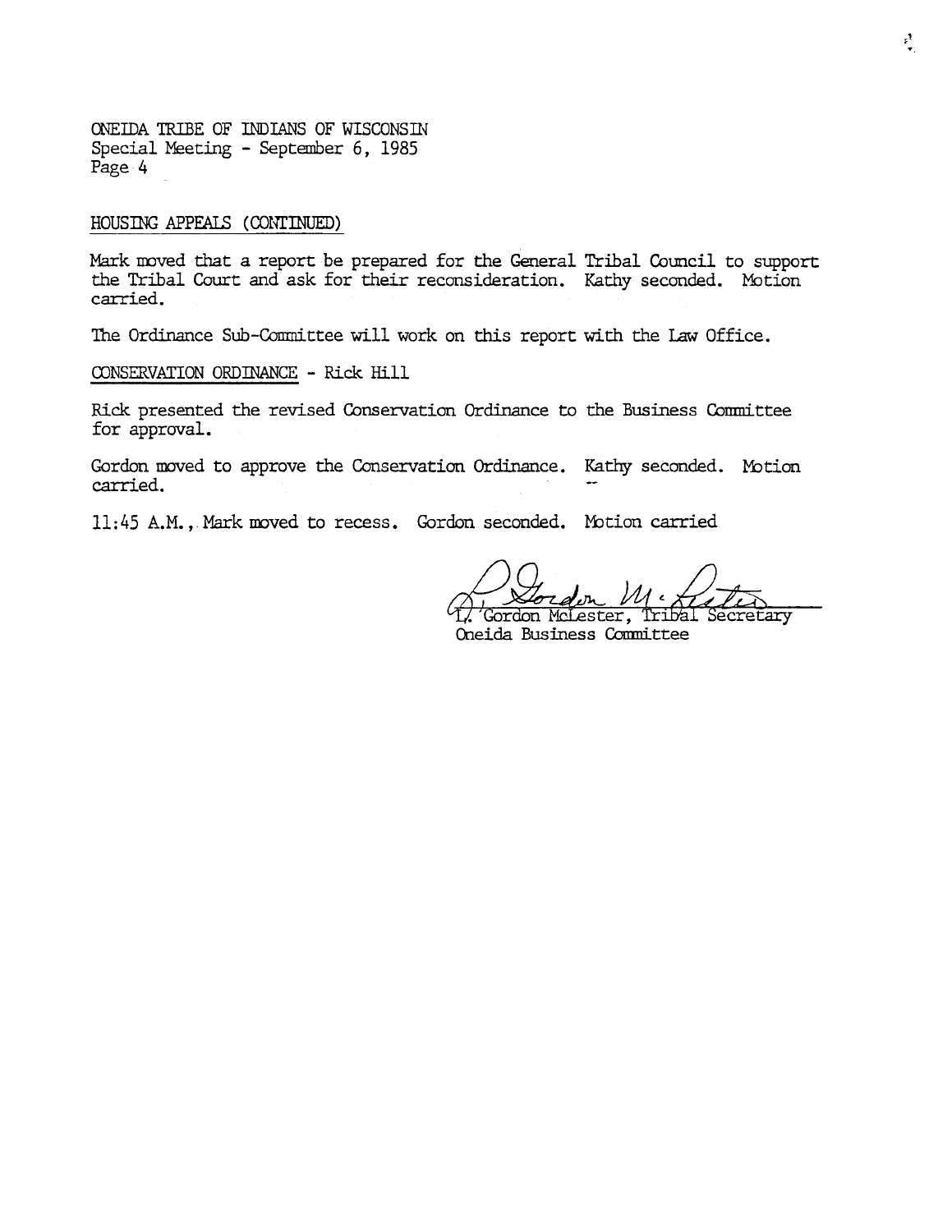ONEIDA TRIBE OF INDIANS OF WISCONSIN
Special Meeting - September 6, 1985
Page 4

HOUSING APPEALS (CONTINUED)

Mark moved that a report be prepared for the General Tribal Council to support the Tribal Court and ask for their reconsideration. Kathy seconded. Motion carried.

The Ordinance Sub-Committee will work on this report with the Law Office.

CONSERVATION ORDINANCE - Rick Hill

Rick presented the revised Conservation Ordinance to the Business Committee for approval.

Gordon moved to approve the Conservation Ordinance. Kathy seconded. Motion carried.

11:45 A.M., Mark moved to recess. Gordon seconded. Motion carried

L. Gordon McLester, Tribal Secretary
Oneida Business Committee